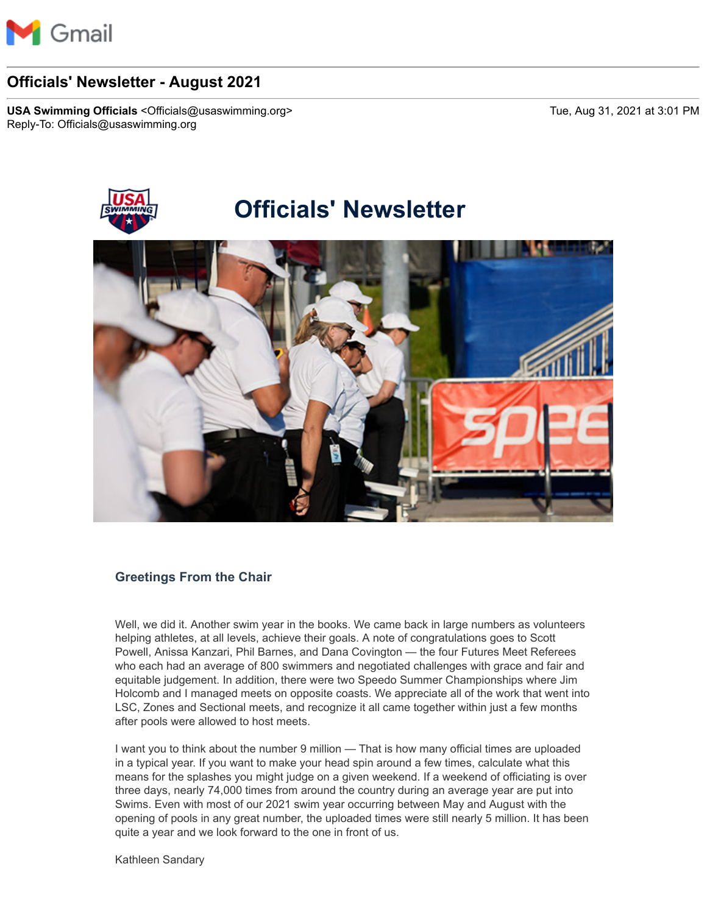Gmail

# Officials' Newsletter - August 2021

**USA Swimming Officials** <Officials@usaswimming.org>
Reply-To: Officials@usaswimming.org

Tue, Aug 31, 2021 at 3:01 PM

# Officials' Newsletter

## Greetings From the Chair

Well, we did it. Another swim year in the books. We came back in large numbers as volunteers helping athletes, at all levels, achieve their goals. A note of congratulations goes to Scott Powell, Anissa Kanzari, Phil Barnes, and Dana Covington — the four Futures Meet Referees who each had an average of 800 swimmers and negotiated challenges with grace and fair and equitable judgement. In addition, there were two Speedo Summer Championships where Jim Holcomb and I managed meets on opposite coasts. We appreciate all of the work that went into LSC, Zones and Sectional meets, and recognize it all came together within just a few months after pools were allowed to host meets.

I want you to think about the number 9 million — That is how many official times are uploaded in a typical year. If you want to make your head spin around a few times, calculate what this means for the splashes you might judge on a given weekend. If a weekend of officiating is over three days, nearly 74,000 times from around the country during an average year are put into Swims. Even with most of our 2021 swim year occurring between May and August with the opening of pools in any great number, the uploaded times were still nearly 5 million. It has been quite a year and we look forward to the one in front of us.

Kathleen Sandary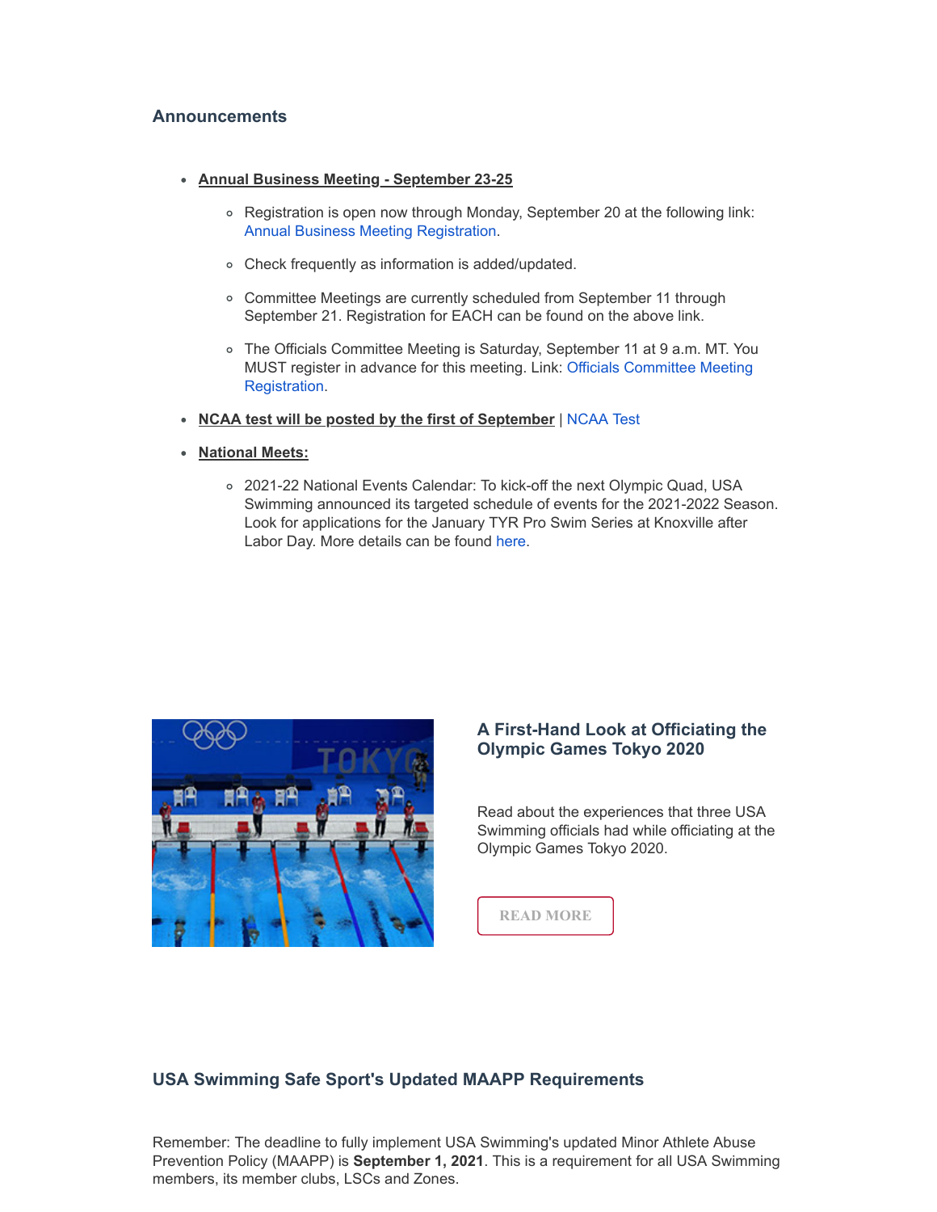## Announcements

- **Annual Business Meeting - September 23-25**
    - Registration is open now through Monday, September 20 at the following link: Annual Business Meeting Registration.
    - Check frequently as information is added/updated.
    - Committee Meetings are currently scheduled from September 11 through September 21. Registration for EACH can be found on the above link.
    - The Officials Committee Meeting is Saturday, September 11 at 9 a.m. MT. You MUST register in advance for this meeting. Link: Officials Committee Meeting Registration.
- **NCAA test will be posted by the first of September** | NCAA Test
- **National Meets:**
    - 2021-22 National Events Calendar: To kick-off the next Olympic Quad, USA Swimming announced its targeted schedule of events for the 2021-2022 Season. Look for applications for the January TYR Pro Swim Series at Knoxville after Labor Day. More details can be found here.

### A First-Hand Look at Officiating the Olympic Games Tokyo 2020

Read about the experiences that three USA Swimming officials had while officiating at the Olympic Games Tokyo 2020.

READ MORE

### USA Swimming Safe Sport's Updated MAAPP Requirements

Remember: The deadline to fully implement USA Swimming's updated Minor Athlete Abuse Prevention Policy (MAAPP) is **September 1, 2021**. This is a requirement for all USA Swimming members, its member clubs, LSCs and Zones.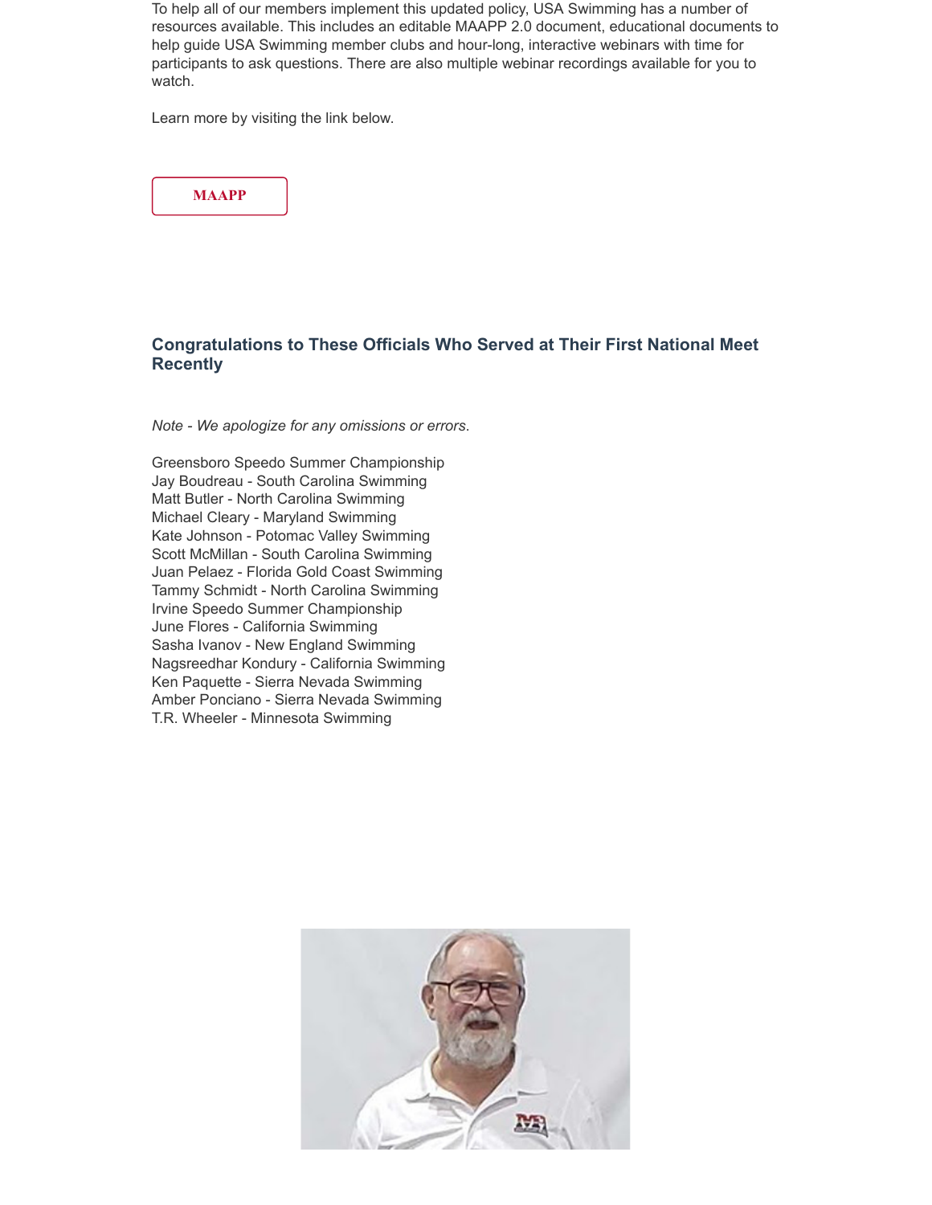To help all of our members implement this updated policy, USA Swimming has a number of resources available. This includes an editable MAAPP 2.0 document, educational documents to help guide USA Swimming member clubs and hour-long, interactive webinars with time for participants to ask questions. There are also multiple webinar recordings available for you to watch.

Learn more by visiting the link below.

**MAAPP**

### Congratulations to These Officials Who Served at Their First National Meet Recently

*Note - We apologize for any omissions or errors*.

Greensboro Speedo Summer Championship
Jay Boudreau - South Carolina Swimming
Matt Butler - North Carolina Swimming
Michael Cleary - Maryland Swimming
Kate Johnson - Potomac Valley Swimming
Scott McMillan - South Carolina Swimming
Juan Pelaez - Florida Gold Coast Swimming
Tammy Schmidt - North Carolina Swimming
Irvine Speedo Summer Championship
June Flores - California Swimming
Sasha Ivanov - New England Swimming
Nagsreedhar Kondury - California Swimming
Ken Paquette - Sierra Nevada Swimming
Amber Ponciano - Sierra Nevada Swimming
T.R. Wheeler - Minnesota Swimming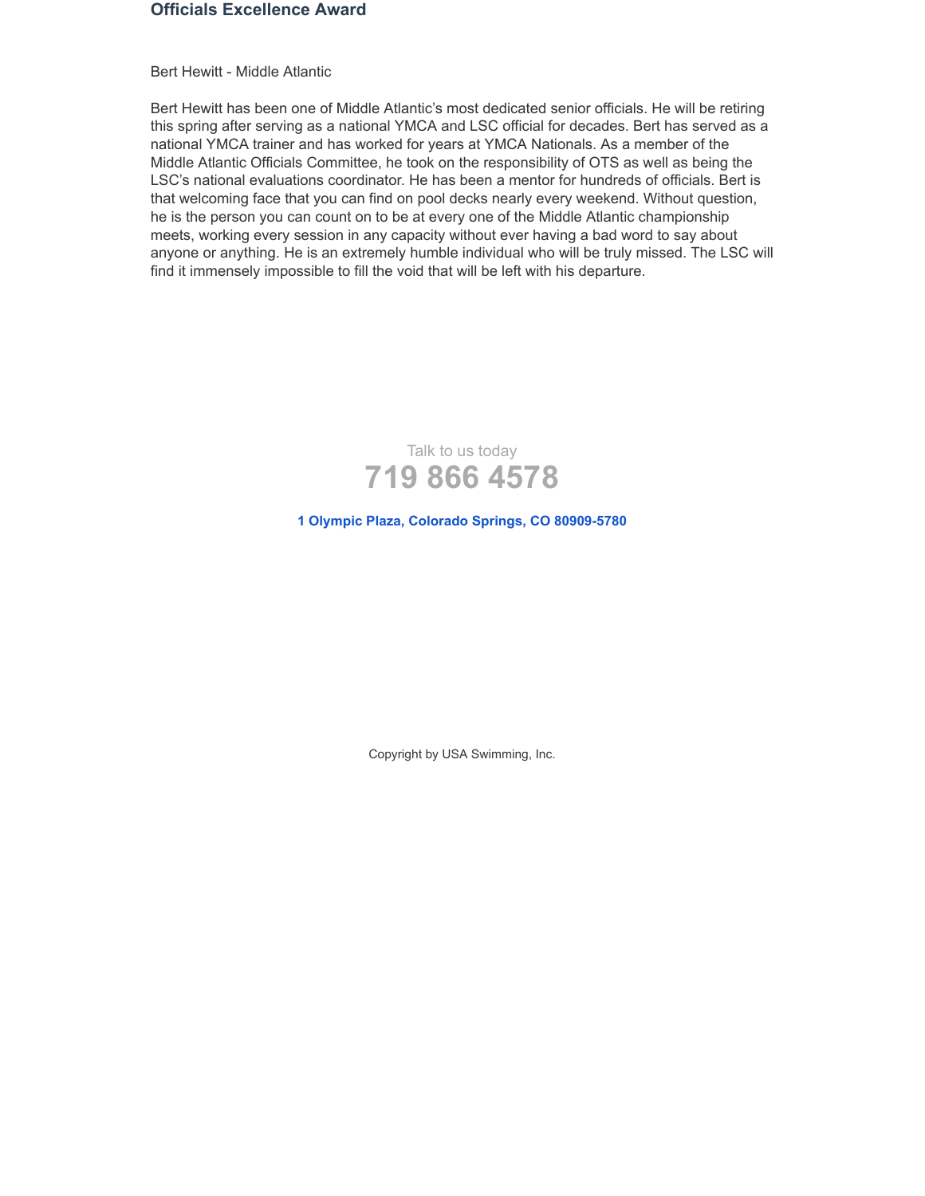## Officials Excellence Award

Bert Hewitt - Middle Atlantic

Bert Hewitt has been one of Middle Atlantic's most dedicated senior officials. He will be retiring this spring after serving as a national YMCA and LSC official for decades. Bert has served as a national YMCA trainer and has worked for years at YMCA Nationals. As a member of the Middle Atlantic Officials Committee, he took on the responsibility of OTS as well as being the LSC's national evaluations coordinator. He has been a mentor for hundreds of officials. Bert is that welcoming face that you can find on pool decks nearly every weekend. Without question, he is the person you can count on to be at every one of the Middle Atlantic championship meets, working every session in any capacity without ever having a bad word to say about anyone or anything. He is an extremely humble individual who will be truly missed. The LSC will find it immensely impossible to fill the void that will be left with his departure.

Talk to us today

**719 866 4578**

**1 Olympic Plaza, Colorado Springs, CO 80909-5780**

Copyright by USA Swimming, Inc.